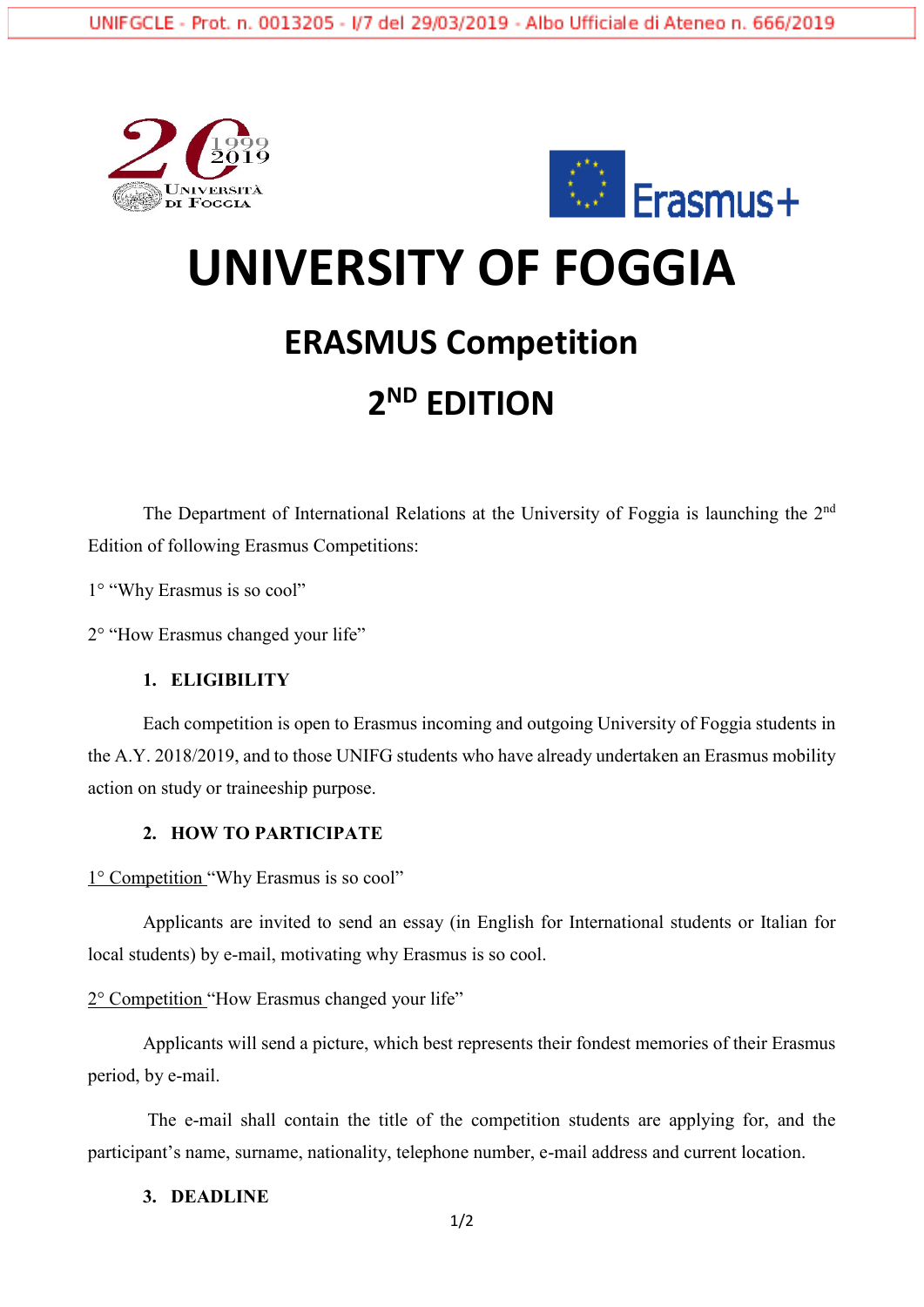# UNIVERSITY OF FOGGIA

## ERASMUS Competition

## 2ND EDITION

The Department of International Relations at the University of Foggia is launching the 2nd Edition of following Erasmus Competitions:

1° "Why Erasmus is so cool"

2° "How Erasmus changed your life"

### 1. ELIGIBILITY

Each competition is open to Erasmus incoming and outgoing University of Foggia students in the A.Y. 2018/2019, and to those UNIFG students who have already undertaken an Erasmus mobility action on study or traineeship purpose.

### 2. HOW TO PARTICIPATE

1° Competition "Why Erasmus is so cool"

Applicants are invited to send an essay (in English for International students or Italian for local students) by e-mail, motivating why Erasmus is so cool.

2° Competition "How Erasmus changed your life"

Applicants will send a picture, which best represents their fondest memories of their Erasmus period, by e-mail.

The e-mail shall contain the title of the competition students are applying for, and the participant's name, surname, nationality, telephone number, e-mail address and current location.

### 3. DEADLINE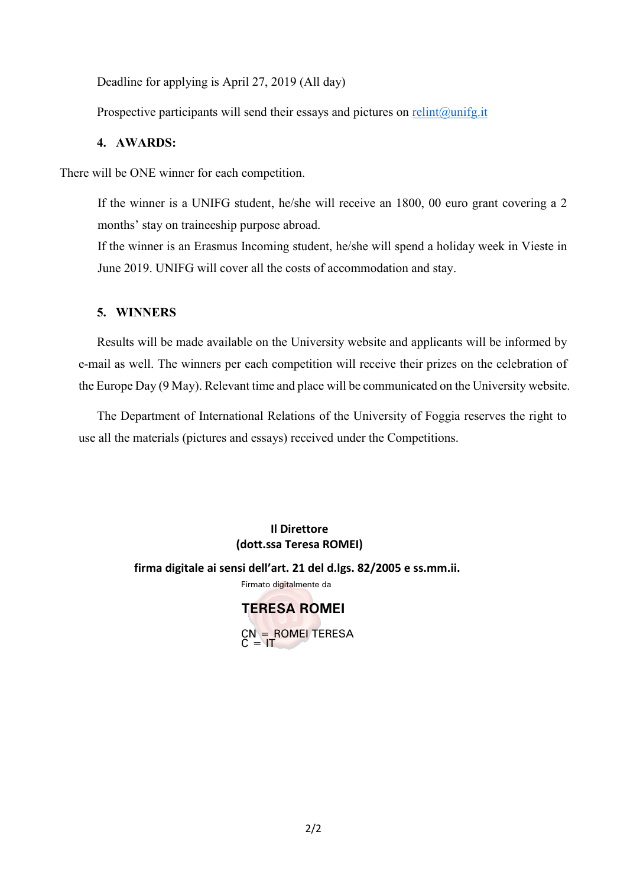Deadline for applying is April 27, 2019 (All day)

Prospective participants will send their essays and pictures on relint@unifg.it

## 4. AWARDS:

There will be ONE winner for each competition.

If the winner is a UNIFG student, he/she will receive an 1800, 00 euro grant covering a 2 months' stay on traineeship purpose abroad.

If the winner is an Erasmus Incoming student, he/she will spend a holiday week in Vieste in June 2019. UNIFG will cover all the costs of accommodation and stay.

## 5. WINNERS

Results will be made available on the University website and applicants will be informed by e-mail as well. The winners per each competition will receive their prizes on the celebration of the Europe Day (9 May). Relevant time and place will be communicated on the University website.

The Department of International Relations of the University of Foggia reserves the right to use all the materials (pictures and essays) received under the Competitions.

**Il Direttore**
**(dott.ssa Teresa ROMEI)**

**firma digitale ai sensi dell'art. 21 del d.lgs. 82/2005 e ss.mm.ii.**

Firmato digitalmente da

**TERESA ROMEI**

CN = ROMEI TERESA
C = IT